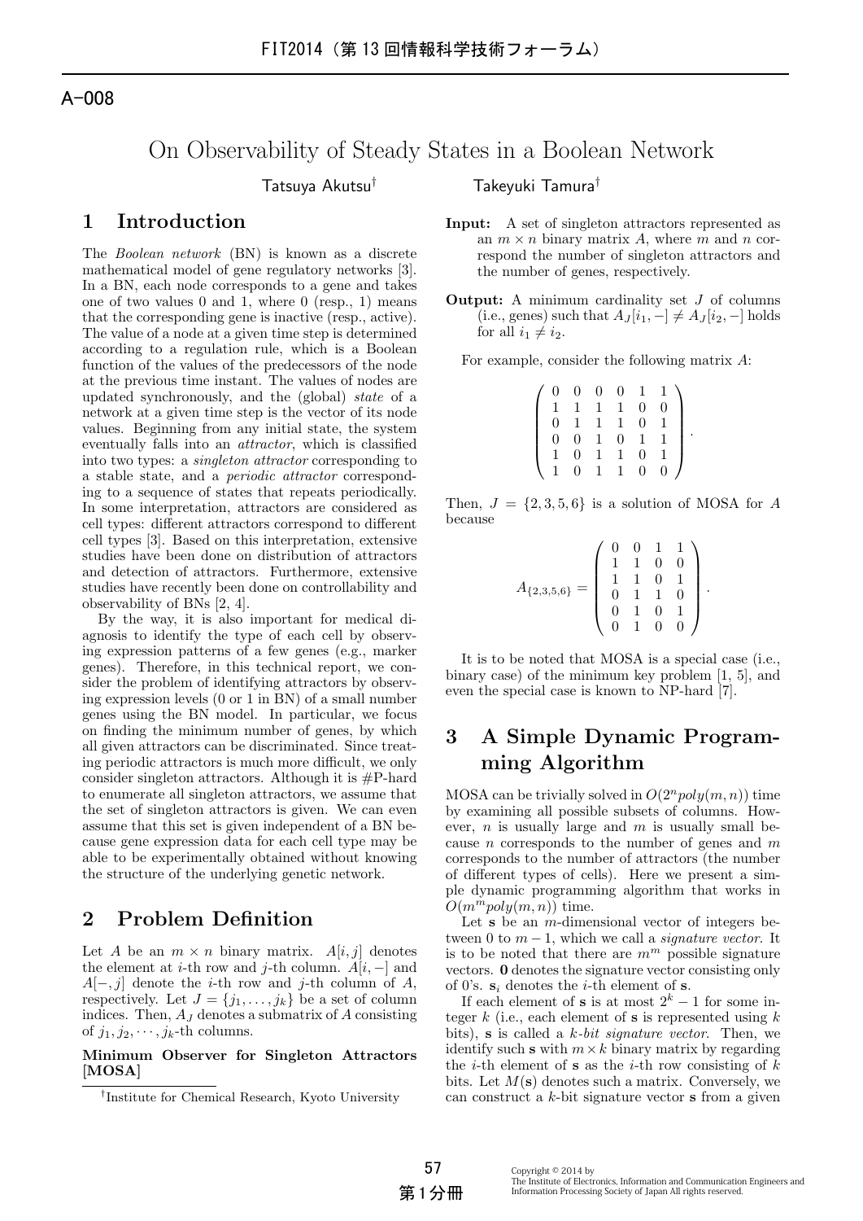A-008

# On Observability of Steady States in a Boolean Network

Tatsuya Akutsu[†] Takeyuki Tamura[†]

## 1 Introduction

The *Boolean network* (BN) is known as a discrete mathematical model of gene regulatory networks [3]. In a BN, each node corresponds to a gene and takes one of two values 0 and 1, where 0 (resp., 1) means that the corresponding gene is inactive (resp., active). The value of a node at a given time step is determined according to a regulation rule, which is a Boolean function of the values of the predecessors of the node at the previous time instant. The values of nodes are updated synchronously, and the (global) *state* of a network at a given time step is the vector of its node values. Beginning from any initial state, the system eventually falls into an *attractor*, which is classified into two types: a *singleton attractor* corresponding to a stable state, and a *periodic attractor* corresponding to a sequence of states that repeats periodically. In some interpretation, attractors are considered as cell types: different attractors correspond to different cell types [3]. Based on this interpretation, extensive studies have been done on distribution of attractors and detection of attractors. Furthermore, extensive studies have recently been done on controllability and observability of BNs [2, 4].

By the way, it is also important for medical diagnosis to identify the type of each cell by observing expression patterns of a few genes (e.g., marker genes). Therefore, in this technical report, we consider the problem of identifying attractors by observing expression levels (0 or 1 in BN) of a small number genes using the BN model. In particular, we focus on finding the minimum number of genes, by which all given attractors can be discriminated. Since treating periodic attractors is much more difficult, we only consider singleton attractors. Although it is #P-hard to enumerate all singleton attractors, we assume that the set of singleton attractors is given. We can even assume that this set is given independent of a BN because gene expression data for each cell type may be able to be experimentally obtained without knowing the structure of the underlying genetic network.

## 2 Problem Definition

Let $A$ be an $m \times n$ binary matrix. $A[i,j]$ denotes the element at $i$-th row and $j$-th column. $A[i,-]$ and $A[-,j]$ denote the $i$-th row and $j$-th column of $A$, respectively. Let $J = \{j_1, \ldots, j_k\}$ be a set of column indices. Then, $A_J$ denotes a submatrix of $A$ consisting of $j_1, j_2, \cdots, j_k$-th columns.

**Minimum Observer for Singleton Attractors [MOSA]**

**Input:** A set of singleton attractors represented as an $m \times n$ binary matrix $A$, where $m$ and $n$ correspond the number of singleton attractors and the number of genes, respectively.

**Output:** A minimum cardinality set $J$ of columns (i.e., genes) such that $A_J[i_1,-] \neq A_J[i_2,-]$ holds for all $i_1 \neq i_2$.

For example, consider the following matrix $A$:

$$\left( \begin{array}{cccccc} 0 & 0 & 0 & 0 & 1 & 1 \\ 1 & 1 & 1 & 1 & 0 & 0 \\ 0 & 1 & 1 & 1 & 0 & 1 \\ 0 & 0 & 1 & 0 & 1 & 1 \\ 1 & 0 & 1 & 1 & 0 & 1 \\ 1 & 0 & 1 & 1 & 0 & 0 \end{array} \right).$$

Then, $J = \{2, 3, 5, 6\}$ is a solution of MOSA for $A$ because

$$A_{\{2,3,5,6\}} = \left( \begin{array}{cccc} 0 & 0 & 1 & 1 \\ 1 & 1 & 0 & 0 \\ 1 & 1 & 0 & 1 \\ 0 & 1 & 1 & 0 \\ 0 & 1 & 0 & 1 \\ 0 & 1 & 0 & 0 \end{array} \right).$$

It is to be noted that MOSA is a special case (i.e., binary case) of the minimum key problem [1, 5], and even the special case is known to NP-hard [7].

## 3 A Simple Dynamic Programming Algorithm

MOSA can be trivially solved in $O(2^n poly(m,n))$ time by examining all possible subsets of columns. However, $n$ is usually large and $m$ is usually small because $n$ corresponds to the number of genes and $m$ corresponds to the number of attractors (the number of different types of cells). Here we present a simple dynamic programming algorithm that works in $O(m^m poly(m,n))$ time.

Let $\mathbf{s}$ be an $m$-dimensional vector of integers between 0 to $m-1$, which we call a *signature vector*. It is to be noted that there are $m^m$ possible signature vectors. $\mathbf{0}$ denotes the signature vector consisting only of 0's. $\mathbf{s}_i$ denotes the $i$-th element of $\mathbf{s}$.

If each element of $\mathbf{s}$ is at most $2^k - 1$ for some integer $k$ (i.e., each element of $\mathbf{s}$ is represented using $k$ bits), $\mathbf{s}$ is called a *$k$-bit signature vector*. Then, we identify such $\mathbf{s}$ with $m \times k$ binary matrix by regarding the $i$-th element of $\mathbf{s}$ as the $i$-th row consisting of $k$ bits. Let $M(\mathbf{s})$ denotes such a matrix. Conversely, we can construct a $k$-bit signature vector $\mathbf{s}$ from a given

[†]Institute for Chemical Research, Kyoto University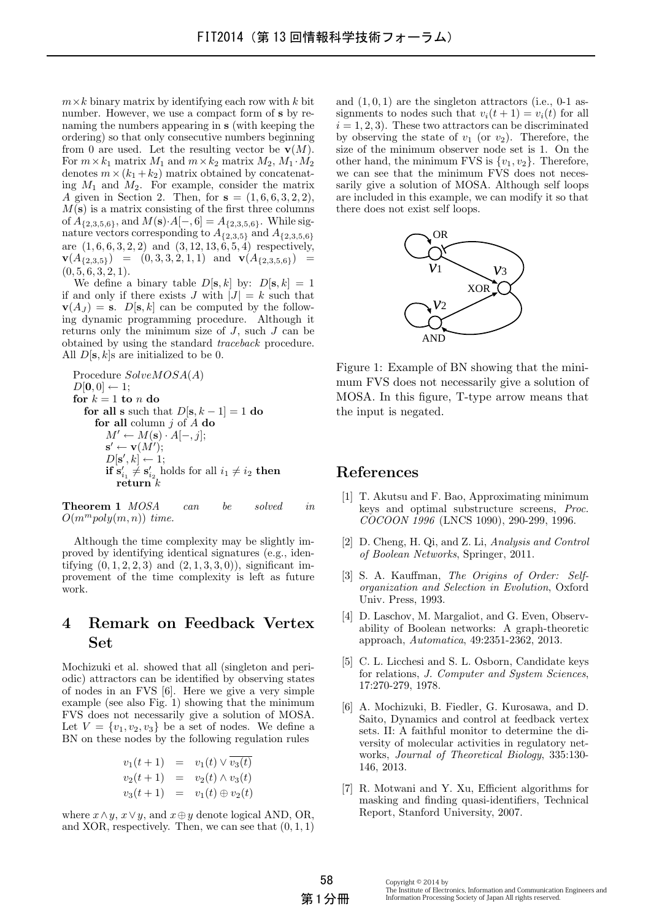$m \times k$ binary matrix by identifying each row with $k$ bit number. However, we use a compact form of $\mathbf{s}$ by renaming the numbers appearing in $\mathbf{s}$ (with keeping the ordering) so that only consecutive numbers beginning from 0 are used. Let the resulting vector be $\mathbf{v}(M)$. For $m \times k_1$ matrix $M_1$ and $m \times k_2$ matrix $M_2$, $M_1 \cdot M_2$ denotes $m \times (k_1 + k_2)$ matrix obtained by concatenating $M_1$ and $M_2$. For example, consider the matrix $A$ given in Section 2. Then, for $\mathbf{s} = (1, 6, 6, 3, 2, 2)$, $M(\mathbf{s})$ is a matrix consisting of the first three columns of $A_{\{2,3,5,6\}}$, and $M(\mathbf{s}) \cdot A[-, 6] = A_{\{2,3,5,6\}}$. While signature vectors corresponding to $A_{\{2,3,5\}}$ and $A_{\{2,3,5,6\}}$ are $(1, 6, 6, 3, 2, 2)$ and $(3, 12, 13, 6, 5, 4)$ respectively, $\mathbf{v}(A_{\{2,3,5\}}) = (0, 3, 3, 2, 1, 1)$ and $\mathbf{v}(A_{\{2,3,5,6\}}) = (0, 5, 6, 3, 2, 1)$.

We define a binary table $D[\mathbf{s}, k]$ by: $D[\mathbf{s}, k] = 1$ if and only if there exists $J$ with $|J| = k$ such that $\mathbf{v}(A_J) = \mathbf{s}$. $D[\mathbf{s}, k]$ can be computed by the following dynamic programming procedure. Although it returns only the minimum size of $J$, such $J$ can be obtained by using the standard *traceback* procedure. All $D[\mathbf{s}, k]$s are initialized to be 0.

Procedure *SolveMOSA*($A$)
$D[\mathbf{0}, 0] \leftarrow 1$;
**for** $k = 1$ **to** $n$ **do**
  **for all** $\mathbf{s}$ such that $D[\mathbf{s}, k-1] = 1$ **do**
    **for all** column $j$ of $A$ **do**
      $M' \leftarrow M(\mathbf{s}) \cdot A[-, j]$;
      $\mathbf{s}' \leftarrow \mathbf{v}(M')$;
      $D[\mathbf{s}', k] \leftarrow 1$;
      **if** $\mathbf{s}'_{i_1} \neq \mathbf{s}'_{i_2}$ holds for all $i_1 \neq i_2$ **then**
        **return** $k$

**Theorem 1** *MOSA can be solved in $O(m^m poly(m, n))$ time.*

Although the time complexity may be slightly improved by identifying identical signatures (e.g., identifying $(0, 1, 2, 2, 3)$ and $(2, 1, 3, 3, 0)$), significant improvement of the time complexity is left as future work.

## 4 Remark on Feedback Vertex Set

Mochizuki et al. showed that all (singleton and periodic) attractors can be identified by observing states of nodes in an FVS [6]. Here we give a very simple example (see also Fig. 1) showing that the minimum FVS does not necessarily give a solution of MOSA. Let $V = \{v_1, v_2, v_3\}$ be a set of nodes. We define a BN on these nodes by the following regulation rules

$$
\begin{aligned}
v_1(t+1) &= v_1(t) \vee \overline{v_3(t)} \\
v_2(t+1) &= v_2(t) \wedge v_3(t) \\
v_3(t+1) &= v_1(t) \oplus v_2(t)
\end{aligned}
$$

where $x \wedge y$, $x \vee y$, and $x \oplus y$ denote logical AND, OR, and XOR, respectively. Then, we can see that $(0, 1, 1)$ and $(1, 0, 1)$ are the singleton attractors (i.e., 0-1 assignments to nodes such that $v_i(t+1) = v_i(t)$ for all $i = 1, 2, 3$). These two attractors can be discriminated by observing the state of $v_1$ (or $v_2$). Therefore, the size of the minimum observer node set is 1. On the other hand, the minimum FVS is $\{v_1, v_2\}$. Therefore, we can see that the minimum FVS does not necessarily give a solution of MOSA. Although self loops are included in this example, we can modify it so that there does not exist self loops.

OR
$v_1$
$v_3$
XOR
$v_2$
AND

Figure 1: Example of BN showing that the minimum FVS does not necessarily give a solution of MOSA. In this figure, T-type arrow means that the input is negated.

## References

[1] T. Akutsu and F. Bao, Approximating minimum keys and optimal substructure screens, *Proc. COCOON 1996* (LNCS 1090), 290-299, 1996.

[2] D. Cheng, H. Qi, and Z. Li, *Analysis and Control of Boolean Networks*, Springer, 2011.

[3] S. A. Kauffman, *The Origins of Order: Self-organization and Selection in Evolution*, Oxford Univ. Press, 1993.

[4] D. Laschov, M. Margaliot, and G. Even, Observability of Boolean networks: A graph-theoretic approach, *Automatica*, 49:2351-2362, 2013.

[5] C. L. Licchesi and S. L. Osborn, Candidate keys for relations, *J. Computer and System Sciences*, 17:270-279, 1978.

[6] A. Mochizuki, B. Fiedler, G. Kurosawa, and D. Saito, Dynamics and control at feedback vertex sets. II: A faithful monitor to determine the diversity of molecular activities in regulatory networks, *Journal of Theoretical Biology*, 335:130-146, 2013.

[7] R. Motwani and Y. Xu, Efficient algorithms for masking and finding quasi-identifiers, Technical Report, Stanford University, 2007.